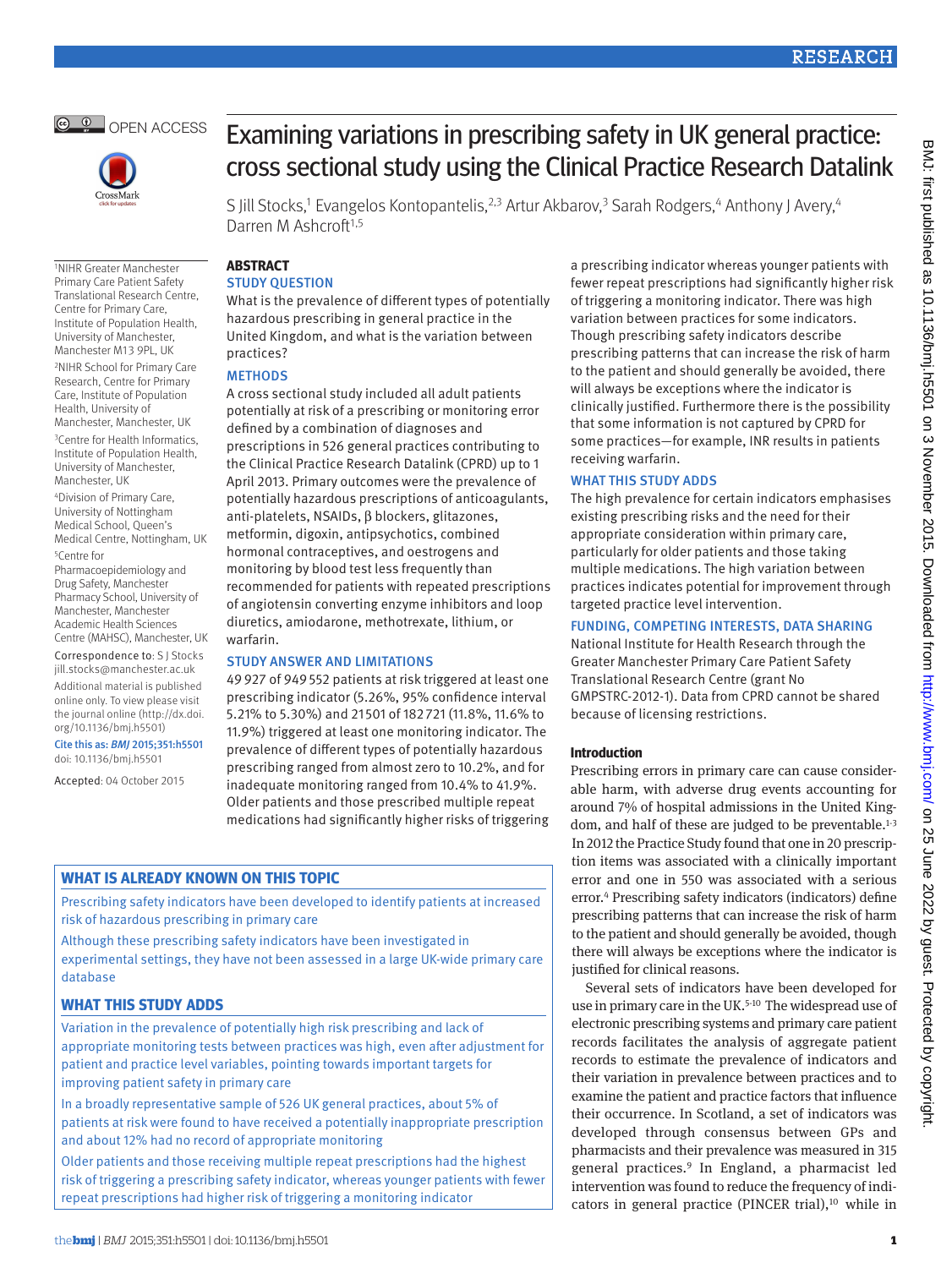# Examining variations in prescribing safety in UK general practice: cross sectional study using the Clinical Practice Research Datalink

S Jill Stocks,[1] Evangelos Kontopantelis,[2,3] Artur Akbarov,[3] Sarah Rodgers,[4] Anthony J Avery,[4] Darren M Ashcroft[1,5]

[1]NIHR Greater Manchester Primary Care Patient Safety Translational Research Centre, Centre for Primary Care, Institute of Population Health, University of Manchester, Manchester M13 9PL, UK

[2]NIHR School for Primary Care Research, Centre for Primary Care, Institute of Population Health, University of Manchester, Manchester, UK

[3]Centre for Health Informatics, Institute of Population Health, University of Manchester, Manchester, UK

[4]Division of Primary Care, University of Nottingham Medical School, Queen's Medical Centre, Nottingham, UK

[5]Centre for Pharmacoepidemiology and Drug Safety, Manchester Pharmacy School, University of Manchester, Manchester Academic Health Sciences Centre (MAHSC), Manchester, UK

Correspondence to: S J Stocks jill.stocks@manchester.ac.uk

Additional material is published online only. To view please visit the journal online (http://dx.doi.org/10.1136/bmj.h5501)

Cite this as: *BMJ* 2015;351:h5501 doi: 10.1136/bmj.h5501

Accepted: 04 October 2015

## ABSTRACT

### STUDY QUESTION

What is the prevalence of different types of potentially hazardous prescribing in general practice in the United Kingdom, and what is the variation between practices?

### METHODS

A cross sectional study included all adult patients potentially at risk of a prescribing or monitoring error defined by a combination of diagnoses and prescriptions in 526 general practices contributing to the Clinical Practice Research Datalink (CPRD) up to 1 April 2013. Primary outcomes were the prevalence of potentially hazardous prescriptions of anticoagulants, anti-platelets, NSAIDs, β blockers, glitazones, metformin, digoxin, antipsychotics, combined hormonal contraceptives, and oestrogens and monitoring by blood test less frequently than recommended for patients with repeated prescriptions of angiotensin converting enzyme inhibitors and loop diuretics, amiodarone, methotrexate, lithium, or warfarin.

### STUDY ANSWER AND LIMITATIONS

49 927 of 949 552 patients at risk triggered at least one prescribing indicator (5.26%, 95% confidence interval 5.21% to 5.30%) and 21 501 of 182 721 (11.8%, 11.6% to 11.9%) triggered at least one monitoring indicator. The prevalence of different types of potentially hazardous prescribing ranged from almost zero to 10.2%, and for inadequate monitoring ranged from 10.4% to 41.9%. Older patients and those prescribed multiple repeat medications had significantly higher risks of triggering a prescribing indicator whereas younger patients with fewer repeat prescriptions had significantly higher risk of triggering a monitoring indicator. There was high variation between practices for some indicators. Though prescribing safety indicators describe prescribing patterns that can increase the risk of harm to the patient and should generally be avoided, there will always be exceptions where the indicator is clinically justified. Furthermore there is the possibility that some information is not captured by CPRD for some practices—for example, INR results in patients receiving warfarin.

### WHAT THIS STUDY ADDS

The high prevalence for certain indicators emphasises existing prescribing risks and the need for their appropriate consideration within primary care, particularly for older patients and those taking multiple medications. The high variation between practices indicates potential for improvement through targeted practice level intervention.

### FUNDING, COMPETING INTERESTS, DATA SHARING

National Institute for Health Research through the Greater Manchester Primary Care Patient Safety Translational Research Centre (grant No GMPSTRC-2012-1). Data from CPRD cannot be shared because of licensing restrictions.

### WHAT IS ALREADY KNOWN ON THIS TOPIC

Prescribing safety indicators have been developed to identify patients at increased risk of hazardous prescribing in primary care

Although these prescribing safety indicators have been investigated in experimental settings, they have not been assessed in a large UK-wide primary care database

### WHAT THIS STUDY ADDS

Variation in the prevalence of potentially high risk prescribing and lack of appropriate monitoring tests between practices was high, even after adjustment for patient and practice level variables, pointing towards important targets for improving patient safety in primary care

In a broadly representative sample of 526 UK general practices, about 5% of patients at risk were found to have received a potentially inappropriate prescription and about 12% had no record of appropriate monitoring

Older patients and those receiving multiple repeat prescriptions had the highest risk of triggering a prescribing safety indicator, whereas younger patients with fewer repeat prescriptions had higher risk of triggering a monitoring indicator

## Introduction

Prescribing errors in primary care can cause considerable harm, with adverse drug events accounting for around 7% of hospital admissions in the United Kingdom, and half of these are judged to be preventable.[1-3] In 2012 the Practice Study found that one in 20 prescription items was associated with a clinically important error and one in 550 was associated with a serious error.[4] Prescribing safety indicators (indicators) define prescribing patterns that can increase the risk of harm to the patient and should generally be avoided, though there will always be exceptions where the indicator is justified for clinical reasons.

Several sets of indicators have been developed for use in primary care in the UK.[5-10] The widespread use of electronic prescribing systems and primary care patient records facilitates the analysis of aggregate patient records to estimate the prevalence of indicators and their variation in prevalence between practices and to examine the patient and practice factors that influence their occurrence. In Scotland, a set of indicators was developed through consensus between GPs and pharmacists and their prevalence was measured in 315 general practices.[9] In England, a pharmacist led intervention was found to reduce the frequency of indicators in general practice (PINCER trial),[10] while in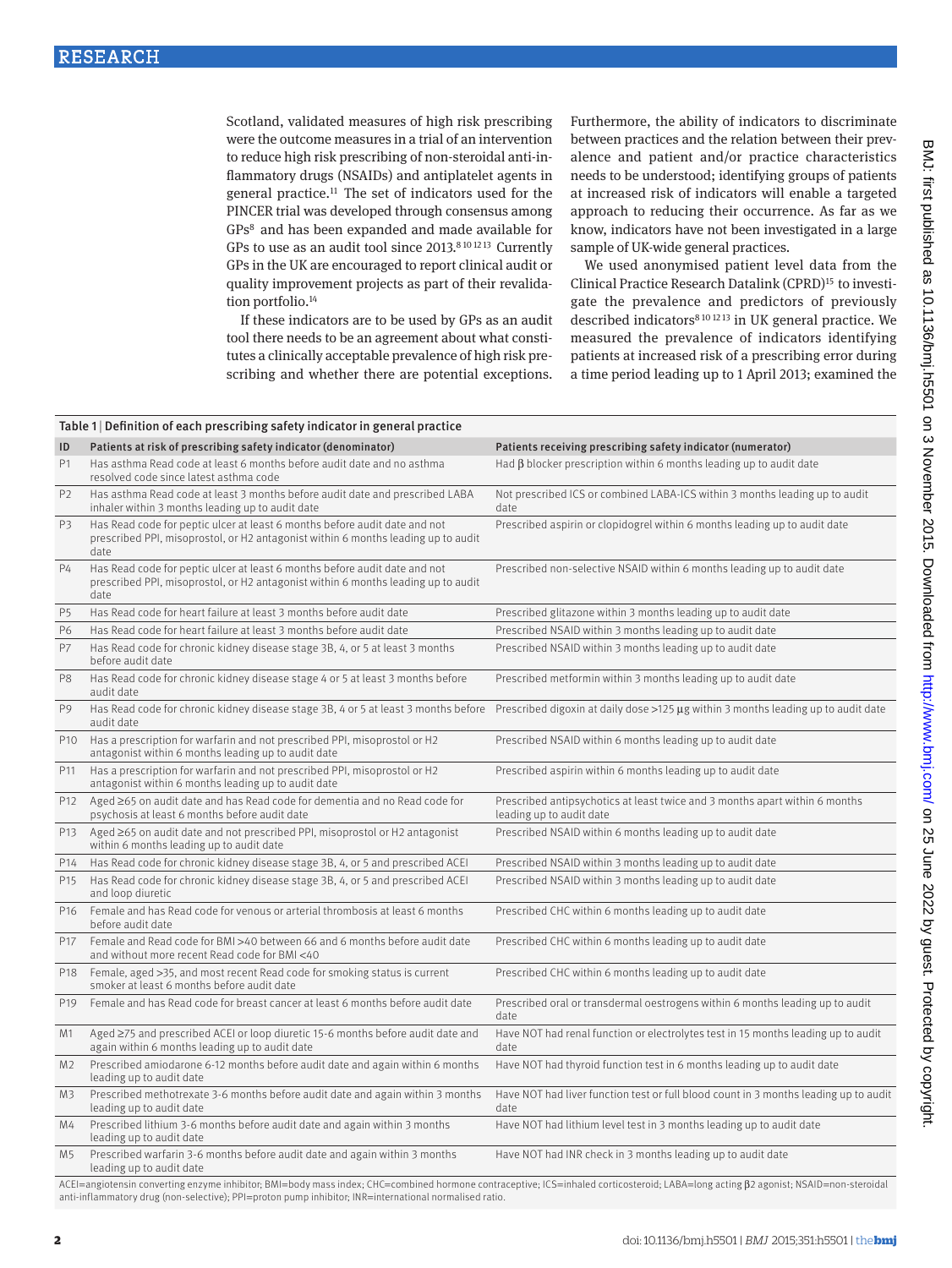Scotland, validated measures of high risk prescribing were the outcome measures in a trial of an intervention to reduce high risk prescribing of non-steroidal anti-inflammatory drugs (NSAIDs) and antiplatelet agents in general practice.[11] The set of indicators used for the PINCER trial was developed through consensus among GPs[8] and has been expanded and made available for GPs to use as an audit tool since 2013.[8 10 12 13] Currently GPs in the UK are encouraged to report clinical audit or quality improvement projects as part of their revalidation portfolio.[14]

If these indicators are to be used by GPs as an audit tool there needs to be an agreement about what constitutes a clinically acceptable prevalence of high risk prescribing and whether there are potential exceptions. Furthermore, the ability of indicators to discriminate between practices and the relation between their prevalence and patient and/or practice characteristics needs to be understood; identifying groups of patients at increased risk of indicators will enable a targeted approach to reducing their occurrence. As far as we know, indicators have not been investigated in a large sample of UK-wide general practices.

We used anonymised patient level data from the Clinical Practice Research Datalink (CPRD)[15] to investigate the prevalence and predictors of previously described indicators[8 10 12 13] in UK general practice. We measured the prevalence of indicators identifying patients at increased risk of a prescribing error during a time period leading up to 1 April 2013; examined the

Table 1 | Definition of each prescribing safety indicator in general practice

| ID | Patients at risk of prescribing safety indicator (denominator) | Patients receiving prescribing safety indicator (numerator) |
|---|---|---|
| P1 | Has asthma Read code at least 6 months before audit date and no asthma resolved code since latest asthma code | Had β blocker prescription within 6 months leading up to audit date |
| P2 | Has asthma Read code at least 3 months before audit date and prescribed LABA inhaler within 3 months leading up to audit date | Not prescribed ICS or combined LABA-ICS within 3 months leading up to audit date |
| P3 | Has Read code for peptic ulcer at least 6 months before audit date and not prescribed PPI, misoprostol, or H2 antagonist within 6 months leading up to audit date | Prescribed aspirin or clopidogrel within 6 months leading up to audit date |
| P4 | Has Read code for peptic ulcer at least 6 months before audit date and not prescribed PPI, misoprostol, or H2 antagonist within 6 months leading up to audit date | Prescribed non-selective NSAID within 6 months leading up to audit date |
| P5 | Has Read code for heart failure at least 3 months before audit date | Prescribed glitazone within 3 months leading up to audit date |
| P6 | Has Read code for heart failure at least 3 months before audit date | Prescribed NSAID within 3 months leading up to audit date |
| P7 | Has Read code for chronic kidney disease stage 3B, 4, or 5 at least 3 months before audit date | Prescribed NSAID within 3 months leading up to audit date |
| P8 | Has Read code for chronic kidney disease stage 4 or 5 at least 3 months before audit date | Prescribed metformin within 3 months leading up to audit date |
| P9 | Has Read code for chronic kidney disease stage 3B, 4 or 5 at least 3 months before audit date | Prescribed digoxin at daily dose >125 μg within 3 months leading up to audit date |
| P10 | Has a prescription for warfarin and not prescribed PPI, misoprostol or H2 antagonist within 6 months leading up to audit date | Prescribed NSAID within 6 months leading up to audit date |
| P11 | Has a prescription for warfarin and not prescribed PPI, misoprostol or H2 antagonist within 6 months leading up to audit date | Prescribed aspirin within 6 months leading up to audit date |
| P12 | Aged ≥65 on audit date and has Read code for dementia and no Read code for psychosis at least 6 months before audit date | Prescribed antipsychotics at least twice and 3 months apart within 6 months leading up to audit date |
| P13 | Aged ≥65 on audit date and not prescribed PPI, misoprostol or H2 antagonist within 6 months leading up to audit date | Prescribed NSAID within 6 months leading up to audit date |
| P14 | Has Read code for chronic kidney disease stage 3B, 4, or 5 and prescribed ACEI | Prescribed NSAID within 3 months leading up to audit date |
| P15 | Has Read code for chronic kidney disease stage 3B, 4, or 5 and prescribed ACEI and loop diuretic | Prescribed NSAID within 3 months leading up to audit date |
| P16 | Female and has Read code for venous or arterial thrombosis at least 6 months before audit date | Prescribed CHC within 6 months leading up to audit date |
| P17 | Female and Read code for BMI >40 between 66 and 6 months before audit date and without more recent Read code for BMI <40 | Prescribed CHC within 6 months leading up to audit date |
| P18 | Female, aged >35, and most recent Read code for smoking status is current smoker at least 6 months before audit date | Prescribed CHC within 6 months leading up to audit date |
| P19 | Female and has Read code for breast cancer at least 6 months before audit date | Prescribed oral or transdermal oestrogens within 6 months leading up to audit date |
| M1 | Aged ≥75 and prescribed ACEI or loop diuretic 15-6 months before audit date and again within 6 months leading up to audit date | Have NOT had renal function or electrolytes test in 15 months leading up to audit date |
| M2 | Prescribed amiodarone 6-12 months before audit date and again within 6 months leading up to audit date | Have NOT had thyroid function test in 6 months leading up to audit date |
| M3 | Prescribed methotrexate 3-6 months before audit date and again within 3 months leading up to audit date | Have NOT had liver function test or full blood count in 3 months leading up to audit date |
| M4 | Prescribed lithium 3-6 months before audit date and again within 3 months leading up to audit date | Have NOT had lithium level test in 3 months leading up to audit date |
| M5 | Prescribed warfarin 3-6 months before audit date and again within 3 months leading up to audit date | Have NOT had INR check in 3 months leading up to audit date |

ACEI=angiotensin converting enzyme inhibitor; BMI=body mass index; CHC=combined hormone contraceptive; ICS=inhaled corticosteroid; LABA=long acting β2 agonist; NSAID=non-steroidal anti-inflammatory drug (non-selective); PPI=proton pump inhibitor; INR=international normalised ratio.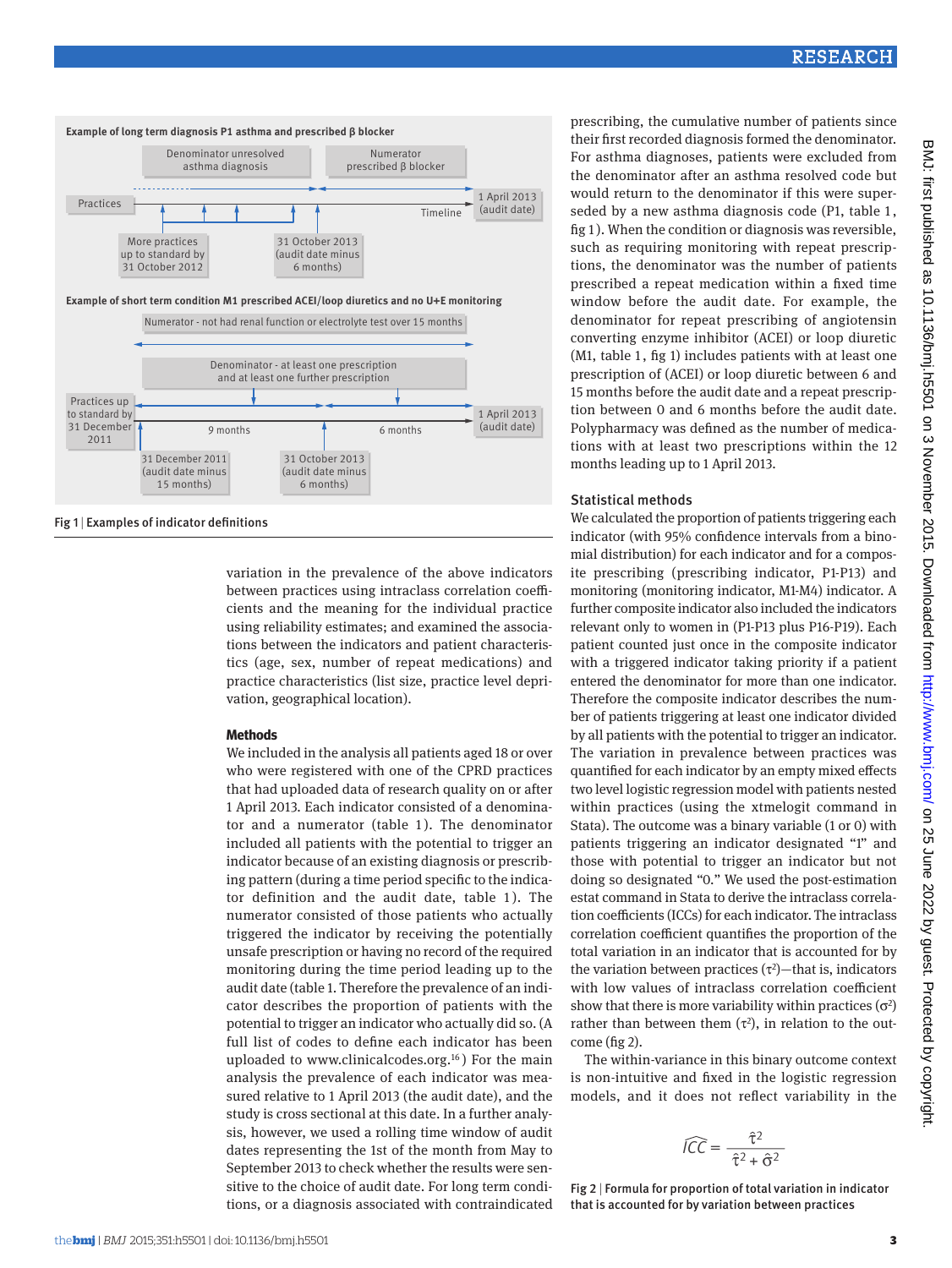Example of long term diagnosis P1 asthma and prescribed β blocker

Denominator unresolved asthma diagnosis

Numerator prescribed β blocker

Practices

Timeline

1 April 2013 (audit date)

More practices up to standard by 31 October 2012

31 October 2013 (audit date minus 6 months)

Example of short term condition M1 prescribed ACEI/loop diuretics and no U+E monitoring

Numerator - not had renal function or electrolyte test over 15 months

Denominator - at least one prescription and at least one further prescription

Practices up to standard by 31 December 2011

9 months

6 months

1 April 2013 (audit date)

31 December 2011 (audit date minus 15 months)

31 October 2013 (audit date minus 6 months)

Fig 1 | Examples of indicator definitions

variation in the prevalence of the above indicators between practices using intraclass correlation coefficients and the meaning for the individual practice using reliability estimates; and examined the associations between the indicators and patient characteristics (age, sex, number of repeat medications) and practice characteristics (list size, practice level deprivation, geographical location).

## Methods

We included in the analysis all patients aged 18 or over who were registered with one of the CPRD practices that had uploaded data of research quality on or after 1 April 2013. Each indicator consisted of a denominator and a numerator (table 1). The denominator included all patients with the potential to trigger an indicator because of an existing diagnosis or prescribing pattern (during a time period specific to the indicator definition and the audit date, table 1). The numerator consisted of those patients who actually triggered the indicator by receiving the potentially unsafe prescription or having no record of the required monitoring during the time period leading up to the audit date (table 1. Therefore the prevalence of an indicator describes the proportion of patients with the potential to trigger an indicator who actually did so. (A full list of codes to define each indicator has been uploaded to www.clinicalcodes.org.[16]) For the main analysis the prevalence of each indicator was measured relative to 1 April 2013 (the audit date), and the study is cross sectional at this date. In a further analysis, however, we used a rolling time window of audit dates representing the 1st of the month from May to September 2013 to check whether the results were sensitive to the choice of audit date. For long term conditions, or a diagnosis associated with contraindicated prescribing, the cumulative number of patients since their first recorded diagnosis formed the denominator. For asthma diagnoses, patients were excluded from the denominator after an asthma resolved code but would return to the denominator if this was superseded by a new asthma diagnosis code (P1, table 1, fig 1). When the condition or diagnosis was reversible, such as requiring monitoring with repeat prescriptions, the denominator was the number of patients prescribed a repeat medication within a fixed time window before the audit date. For example, the denominator for repeat prescribing of angiotensin converting enzyme inhibitor (ACEI) or loop diuretic (M1, table 1, fig 1) includes patients with at least one prescription of (ACEI) or loop diuretic between 6 and 15 months before the audit date and a repeat prescription between 0 and 6 months before the audit date. Polypharmacy was defined as the number of medications with at least two prescriptions within the 12 months leading up to 1 April 2013.

### Statistical methods

We calculated the proportion of patients triggering each indicator (with 95% confidence intervals from a binomial distribution) for each indicator and for a composite prescribing (prescribing indicator, P1-P13) and monitoring (monitoring indicator, M1-M4) indicator. A further composite indicator also included the indicators relevant only to women in (P1-P13 plus P16-P19). Each patient counted just once in the composite indicator with a triggered indicator taking priority if a patient entered the denominator for more than one indicator. Therefore the composite indicator describes the number of patients triggering at least one indicator divided by all patients with the potential to trigger an indicator. The variation in prevalence between practices was quantified for each indicator by an empty mixed effects two level logistic regression model with patients nested within practices (using the xtmelogit command in Stata). The outcome was a binary variable (1 or 0) with patients triggering an indicator designated "1" and those with potential to trigger an indicator but not doing so designated "0." We used the post-estimation estat command in Stata to derive the intraclass correlation coefficients (ICCs) for each indicator. The intraclass correlation coefficient quantifies the proportion of the total variation in an indicator that is accounted for by the variation between practices ($\tau^2$)—that is, indicators with low values of intraclass correlation coefficient show that there is more variability within practices ($\sigma^2$) rather than between them ($\tau^2$), in relation to the outcome (fig 2).

The within-variance in this binary outcome context is non-intuitive and fixed in the logistic regression models, and it does not reflect variability in the

$$\widehat{ICC} = \frac{\hat{\tau}^2}{\hat{\tau}^2 + \hat{\sigma}^2}$$

Fig 2 | Formula for proportion of total variation in indicator that is accounted for by variation between practices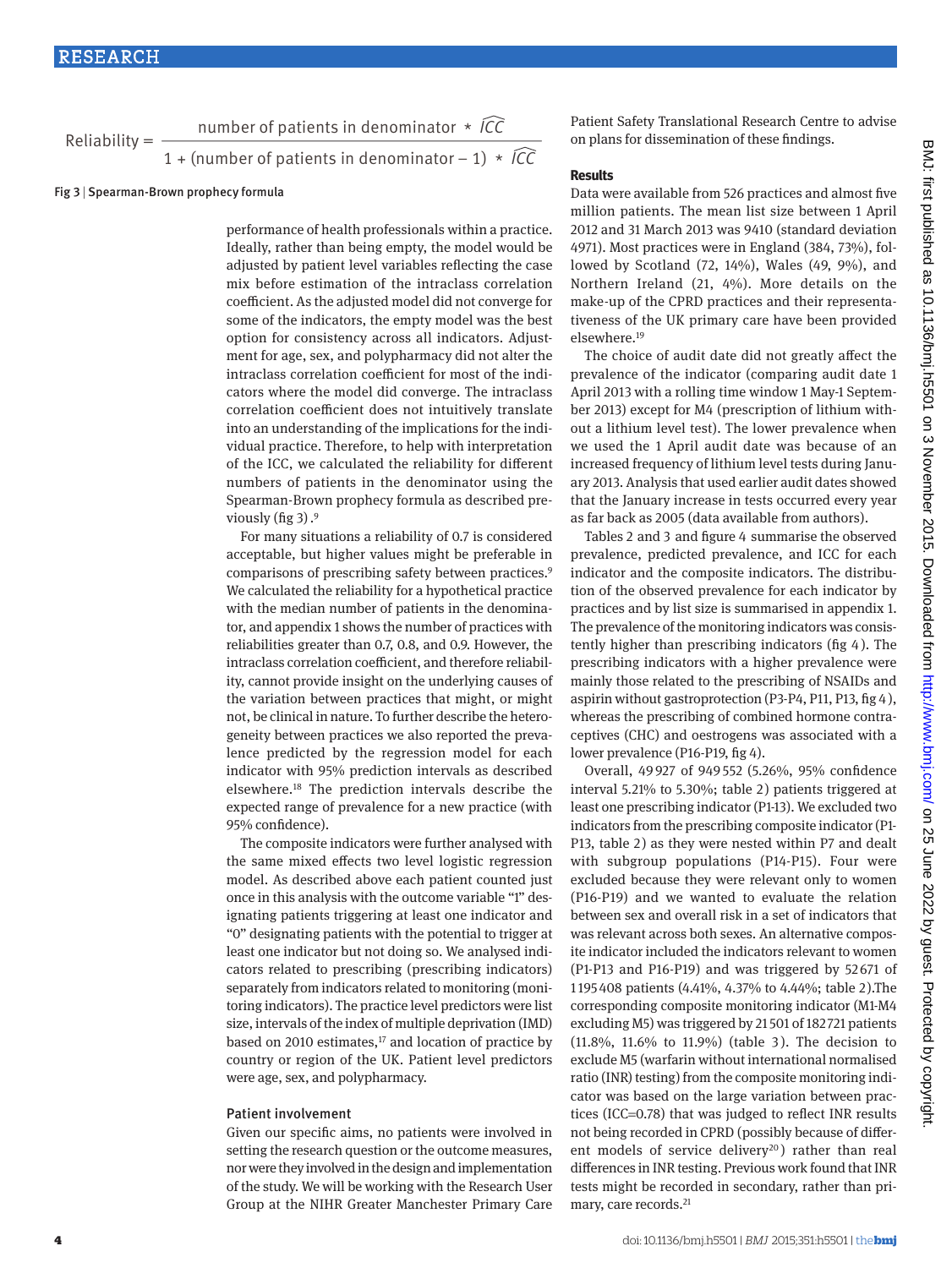$$\text{Reliability} = \frac{\text{number of patients in denominator} \times \widehat{ICC}}{1 + (\text{number of patients in denominator} - 1) \times \widehat{ICC}}$$

Fig 3 | Spearman-Brown prophecy formula

performance of health professionals within a practice. Ideally, rather than being empty, the model would be adjusted by patient level variables reflecting the case mix before estimation of the intraclass correlation coefficient. As the adjusted model did not converge for some of the indicators, the empty model was the best option for consistency across all indicators. Adjustment for age, sex, and polypharmacy did not alter the intraclass correlation coefficient for most of the indicators where the model did converge. The intraclass correlation coefficient does not intuitively translate into an understanding of the implications for the individual practice. Therefore, to help with interpretation of the ICC, we calculated the reliability for different numbers of patients in the denominator using the Spearman-Brown prophecy formula as described previously (fig 3).[9]

For many situations a reliability of 0.7 is considered acceptable, but higher values might be preferable in comparisons of prescribing safety between practices.[9] We calculated the reliability for a hypothetical practice with the median number of patients in the denominator, and appendix 1 shows the number of practices with reliabilities greater than 0.7, 0.8, and 0.9. However, the intraclass correlation coefficient, and therefore reliability, cannot provide insight on the underlying causes of the variation between practices that might, or might not, be clinical in nature. To further describe the heterogeneity between practices we also reported the prevalence predicted by the regression model for each indicator with 95% prediction intervals as described elsewhere.[18] The prediction intervals describe the expected range of prevalence for a new practice (with 95% confidence).

The composite indicators were further analysed with the same mixed effects two level logistic regression model. As described above each patient counted just once in this analysis with the outcome variable "1" designating patients triggering at least one indicator and "0" designating patients with the potential to trigger at least one indicator but not doing so. We analysed indicators related to prescribing (prescribing indicators) separately from indicators related to monitoring (monitoring indicators). The practice level predictors were list size, intervals of the index of multiple deprivation (IMD) based on 2010 estimates,[17] and location of practice by country or region of the UK. Patient level predictors were age, sex, and polypharmacy.

### Patient involvement

Given our specific aims, no patients were involved in setting the research question or the outcome measures, nor were they involved in the design and implementation of the study. We will be working with the Research User Group at the NIHR Greater Manchester Primary Care Patient Safety Translational Research Centre to advise on plans for dissemination of these findings.

## Results

Data were available from 526 practices and almost five million patients. The mean list size between 1 April 2012 and 31 March 2013 was 9410 (standard deviation 4971). Most practices were in England (384, 73%), followed by Scotland (72, 14%), Wales (49, 9%), and Northern Ireland (21, 4%). More details on the make-up of the CPRD practices and their representativeness of the UK primary care have been provided elsewhere.[19]

The choice of audit date did not greatly affect the prevalence of the indicator (comparing audit date 1 April 2013 with a rolling time window 1 May-1 September 2013) except for M4 (prescription of lithium without a lithium level test). The lower prevalence when we used the 1 April audit date was because of an increased frequency of lithium level tests during January 2013. Analysis that used earlier audit dates showed that the January increase in tests occurred every year as far back as 2005 (data available from authors).

Tables 2 and 3 and figure 4 summarise the observed prevalence, predicted prevalence, and ICC for each indicator and the composite indicators. The distribution of the observed prevalence for each indicator by practices and by list size is summarised in appendix 1. The prevalence of the monitoring indicators was consistently higher than prescribing indicators (fig 4). The prescribing indicators with a higher prevalence were mainly those related to the prescribing of NSAIDs and aspirin without gastroprotection (P3-P4, P11, P13, fig 4), whereas the prescribing of combined hormone contraceptives (CHC) and oestrogens was associated with a lower prevalence (P16-P19, fig 4).

Overall, 49 927 of 949 552 (5.26%, 95% confidence interval 5.21% to 5.30%; table 2) patients triggered at least one prescribing indicator (P1-13). We excluded two indicators from the prescribing composite indicator (P1-P13, table 2) as they were nested within P7 and dealt with subgroup populations (P14-P15). Four were excluded because they were relevant only to women (P16-P19) and we wanted to evaluate the relation between sex and overall risk in a set of indicators that was relevant across both sexes. An alternative composite indicator included the indicators relevant to women (P1-P13 and P16-P19) and was triggered by 52 671 of 1 195 408 patients (4.41%, 4.37% to 4.44%; table 2).The corresponding composite monitoring indicator (M1-M4 excluding M5) was triggered by 21 501 of 182 721 patients (11.8%, 11.6% to 11.9%) (table 3). The decision to exclude M5 (warfarin without international normalised ratio (INR) testing) from the composite monitoring indicator was based on the large variation between practices (ICC=0.78) that was judged to reflect INR results not being recorded in CPRD (possibly because of different models of service delivery[20]) rather than real differences in INR testing. Previous work found that INR tests might be recorded in secondary, rather than primary, care records.[21]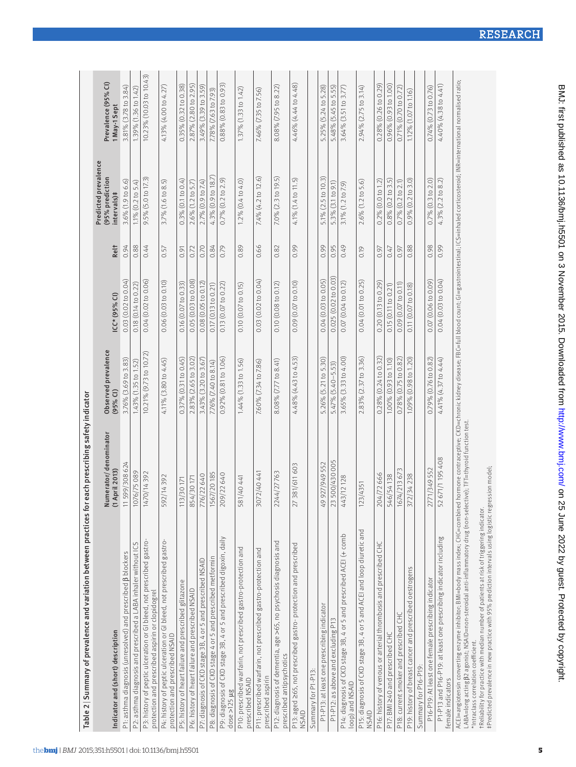Table 2 | Summary of prevalence and variation between practices for each prescribing safety indicator

| Indicator and (short) description | Numerator/denominator (1 April 2013) | Observed prevalence (95% CI) | ICC* (95% CI) | Rel† | Predicted prevalence (95% prediction intervals)‡ | Prevalence (95% CI) 1 May-1 Sept |
|---|---|---|---|---|---|---|
| P1: asthma diagnosis (unresolved) and prescribed β blockers | 11 599/308 624 | 3.76% (3.69 to 3.83) | 0.03 (0.02 to 0.04) | 0.94 | 3.6% (1.9 to 6.6) | 3.81% (3.78 to 3.84) |
| P2: asthma diagnosis and prescribed a LABA inhaler without ICS | 1076/75 089 | 1.43% (1.35 to 1.52) | 0.18 (0.14 to 0.22) | 0.88 | 1.1% (0.2 to 5.4) | 1.39% (1.36 to 1.42) |
| P3: history of peptic ulceration or GI bleed, not prescribed gastro-protection and prescribed aspirin or clopidogrel | 1470/14 392 | 10.21% (9.73 to 10.72) | 0.04 (0.02 to 0.06) | 0.44 | 9.5% (5.0 to 17.3) | 10.23% (10.03 to 10.43) |
| P4: history of peptic ulceration or GI bleed, not prescribed gastro-protection and prescribed NSAID | 592/14 392 | 4.11% (3.80 to 4.45) | 0.06 (0.03 to 0.10) | 0.57 | 3.7% (1.6 to 8.5) | 4.13% (4.00 to 4.27) |
| P5: history of heart failure and prescribed glitazone | 113/30 171 | 0.37% (0.31 to 0.45) | 0.16 (0.07 to 0.33) | 0.91 | 0.3% (0.1 to 0.4) | 0.35% (0.32 to 0.38) |
| P6: history of heart failure and prescribed NSAID | 854/30 171 | 2.83% (2.65 to 3.02) | 0.05 (0.03 to 0.08) | 0.72 | 2.6% (1.2 to 5.7) | 2.87% (2.80 to 2.95) |
| P7: diagnosis of CKD stage 3B, 4 or 5 and prescribed NSAID | 776/22 640 | 3.43% (3.20 to 3.67) | 0.08 (0.05 to 0.12) | 0.70 | 2.7% (0.9 to 7.4) | 3.49% (3.39 to 3.59) |
| P8: diagnosis of CKD stage 4 or 5 and prescribed metformin | 1567/20 185 | 7.76% (7.40 to 8.14) | 0.17 (0.13 to 0.21) | 0.84 | 4.3% (0.9 to 18.7) | 7.78% (7.63 to 7.93) |
| P9: diagnosis of CKD stage 3B, 4 or 5 and prescribed digoxin, daily dose >125 µg | 209/22 640 | 0.92% (0.81 to 1.06) | 0.13 (0.07 to 0.22) | 0.79 | 0.7% (0.2 to 2.9) | 0.88% (0.83 to 0.93) |
| P10: prescribed warfarin, not prescribed gastro-protection and prescribed NSAID | 581/40 441 | 1.44% (1.33 to 1.56) | 0.10 (0.07 to 0.15) | 0.89 | 1.2% (0.4 to 4.0) | 1.37% (1.33 to 1.42) |
| P11: prescribed warfarin, not prescribed gastro-protection and prescribed aspirin | 3072/40 441 | 7.60% (7.34 to 7.86) | 0.03 (0.02 to 0.04) | 0.66 | 7.4% (4.2 to 12.6) | 7.46% (7.35 to 7.56) |
| P12: diagnosis of dementia, age >65, no psychosis diagnosis and prescribed antipsychotics | 2244/27 763 | 8.08% (7.77 to 8.41) | 0.10 (0.08 to 0.12) | 0.82 | 7.0% (2.3 to 19.5) | 8.08% (7.95 to 8.22) |
| P13: aged ≥65, not prescribed gastro- protection and prescribed NSAID | 27 381/611 603 | 4.48% (4.43 to 4.53) | 0.09 (0.07 to 0.10) | 0.99 | 4.1% (1.4 to 11.5) | 4.46% (4.44 to 4.48) |
| Summary for P1-P13: | | | | | | |
| P1-P13: at least one prescribing indicator | 49 927/949 552 | 5.26% (5.21 to 5.30) | 0.04 (0.03 to 0.05) | 0.99 | 5.1% (2.5 to 10.3) | 5.25% (5.24 to 5.28) |
| P1-P12: as above and excluding P13 | 23 500/430 005 | 5.47% (5.40–5.53) | 0.025 (0.02 to 0.03) | 0.95 | 5.3% (3.1 to 9.1) | 5.48% (5.45 to 5.55) |
| P14: diagnosis of CKD stage 3B, 4 or 5 and prescribed ACEI (+ comb loop) and NSAID | 443/12 128 | 3.65% (3.33 to 4.00) | 0.07 (0.04 to 0.12) | 0.49 | 3.1% (1.2 to 7.9) | 3.64% (3.51 to 3.77) |
| P15: diagnosis of CKD stage 3B, 4 or 5 and ACEI and loop diuretic and NSAID | 123/4351 | 2.83% (2.37 to 3.36) | 0.04 (0.01 to 0.25) | 0.19 | 2.6% (1.2 to 5.6) | 2.94% (2.75 to 3.14) |
| P16: history of venous or arterial thrombosis and prescribed CHC | 204/72 666 | 0.28% (0.24 to 0.32) | 0.20 (0.13 to 0.29) | 0.97 | 0.2% (0.0 to 1.2) | 0.28% (0.26 to 0.29) |
| P17: BMI ≥40 and prescribed CHC | 546/54 138 | 1.00% (0.93 to 1.10) | 0.15 (0.11 to 0.21) | 0.47 | 0.8% (0.2 to 3.5) | 0.96% (0.93 to 1.00) |
| P18: current smoker and prescribed CHC | 1674/213 673 | 0.78% (0.75 to 0.82) | 0.09 (0.07 to 0.11) | 0.97 | 0.7% (0.2 to 2.1) | 0.71% (0.70 to 0.72) |
| P19: history of breast cancer and prescribed oestrogens | 372/34 238 | 1.09% (0.98 to 1.20) | 0.11 (0.07 to 0.18) | 0.88 | 0.9% (0.2 to 3.0) | 1.12% (1.07 to 1.16) |
| Summary for P16-P19: | | | | | | |
| P16-P19: At least one female prescribing indicator | 2771/349 552 | 0.79% (0.76 to 0.82) | 0.07 (0.06 to 0.09) | 0.98 | 0.7% (0.3 to 2.0) | 0.74% (0.73 to 0.76) |
| P1-P13 and P16-P19: at least one prescribing indicator including female indicators | 52 671/1 195 408 | 4.41% (4.37 to 4.44) | 0.04 (0.03 to 0.04) | 0.99 | 4.3% (2.2 to 8.2) | 4.40% (4.38 to 4.41) |

ACEI=angiotensin converting enzyme inhibitor; BMI=body mass index; CHC=combined hormone contraceptive; CKD=chronic kidney disease; FBC=full blood count; GI=gastrointestinal; ICS=inhaled corticosteroid; INR=international normalised ratio; LABA=long acting β2 agonist; NSAID=non-steroidal anti-inflammatory drug (non-selective); TFT=thyroid function test.

*Intraclass correlation coefficient.

†Reliability for practice with median number of patients at risk of triggering indicator.

‡Predicted prevalence in new practice with 95% prediction intervals using logistic regression model.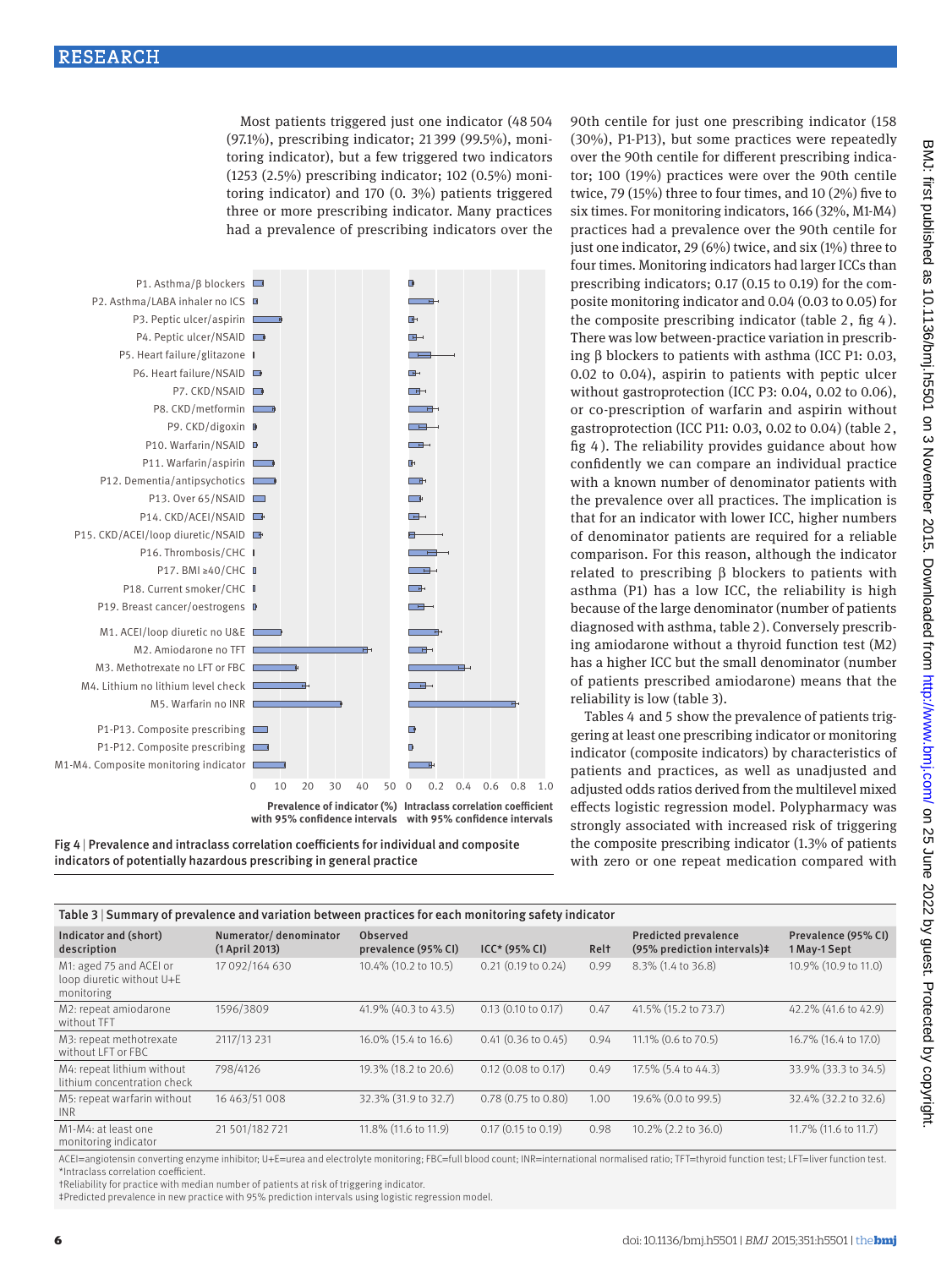Most patients triggered just one indicator (48 504 (97.1%), prescribing indicator; 21 399 (99.5%), monitoring indicator), but a few triggered two indicators (1253 (2.5%) prescribing indicator; 102 (0.5%) monitoring indicator) and 170 (0. 3%) patients triggered three or more prescribing indicator. Many practices had a prevalence of prescribing indicators over the 90th centile for just one prescribing indicator (158 (30%), P1-P13), but some practices were repeatedly over the 90th centile for different prescribing indicator; 100 (19%) practices were over the 90th centile twice, 79 (15%) three to four times, and 10 (2%) five to six times. For monitoring indicators, 166 (32%, M1-M4) practices had a prevalence over the 90th centile for just one indicator, 29 (6%) twice, and six (1%) three to four times. Monitoring indicators had larger ICCs than prescribing indicators; 0.17 (0.15 to 0.19) for the composite monitoring indicator and 0.04 (0.03 to 0.05) for the composite prescribing indicator (table 2, fig 4). There was low between-practice variation in prescribing β blockers to patients with asthma (ICC P1: 0.03, 0.02 to 0.04), aspirin to patients with peptic ulcer without gastroprotection (ICC P3: 0.04, 0.02 to 0.06), or co-prescription of warfarin and aspirin without gastroprotection (ICC P11: 0.03, 0.02 to 0.04) (table 2, fig 4). The reliability provides guidance about how confidently we can compare an individual practice with a known number of denominator patients with the prevalence over all practices. The implication is that for an indicator with lower ICC, higher numbers of denominator patients are required for a reliable comparison. For this reason, although the indicator related to prescribing β blockers to patients with asthma (P1) has a low ICC, the reliability is high because of the large denominator (number of patients diagnosed with asthma, table 2). Conversely prescribing amiodarone without a thyroid function test (M2) has a higher ICC but the small denominator (number of patients prescribed amiodarone) means that the reliability is low (table 3).

Tables 4 and 5 show the prevalence of patients triggering at least one prescribing indicator or monitoring indicator (composite indicators) by characteristics of patients and practices, as well as unadjusted and adjusted odds ratios derived from the multilevel mixed effects logistic regression model. Polypharmacy was strongly associated with increased risk of triggering the composite prescribing indicator (1.3% of patients with zero or one repeat medication compared with

Fig 4 | Prevalence and intraclass correlation coefficients for individual and composite indicators of potentially hazardous prescribing in general practice

Table 3 | Summary of prevalence and variation between practices for each monitoring safety indicator

| Indicator and (short) description | Numerator/ denominator (1 April 2013) | Observed prevalence (95% CI) | ICC* (95% CI) | Rel† | Predicted prevalence (95% prediction intervals)‡ | Prevalence (95% CI) 1 May-1 Sept |
|---|---|---|---|---|---|---|
| M1: aged 75 and ACEI or loop diuretic without U+E monitoring | 17 092/164 630 | 10.4% (10.2 to 10.5) | 0.21 (0.19 to 0.24) | 0.99 | 8.3% (1.4 to 36.8) | 10.9% (10.9 to 11.0) |
| M2: repeat amiodarone without TFT | 1596/3809 | 41.9% (40.3 to 43.5) | 0.13 (0.10 to 0.17) | 0.47 | 41.5% (15.2 to 73.7) | 42.2% (41.6 to 42.9) |
| M3: repeat methotrexate without LFT or FBC | 2117/13 231 | 16.0% (15.4 to 16.6) | 0.41 (0.36 to 0.45) | 0.94 | 11.1% (0.6 to 70.5) | 16.7% (16.4 to 17.0) |
| M4: repeat lithium without lithium concentration check | 798/4126 | 19.3% (18.2 to 20.6) | 0.12 (0.08 to 0.17) | 0.49 | 17.5% (5.4 to 44.3) | 33.9% (33.3 to 34.5) |
| M5: repeat warfarin without INR | 16 463/51 008 | 32.3% (31.9 to 32.7) | 0.78 (0.75 to 0.80) | 1.00 | 19.6% (0.0 to 99.5) | 32.4% (32.2 to 32.6) |
| M1-M4: at least one monitoring indicator | 21 501/182 721 | 11.8% (11.6 to 11.9) | 0.17 (0.15 to 0.19) | 0.98 | 10.2% (2.2 to 36.0) | 11.7% (11.6 to 11.7) |

ACEI=angiotensin converting enzyme inhibitor; U+E=urea and electrolyte monitoring; FBC=full blood count; INR=international normalised ratio; TFT=thyroid function test; LFT=liver function test.
*Intraclass correlation coefficient.
†Reliability for practice with median number of patients at risk of triggering indicator.
‡Predicted prevalence in new practice with 95% prediction intervals using logistic regression model.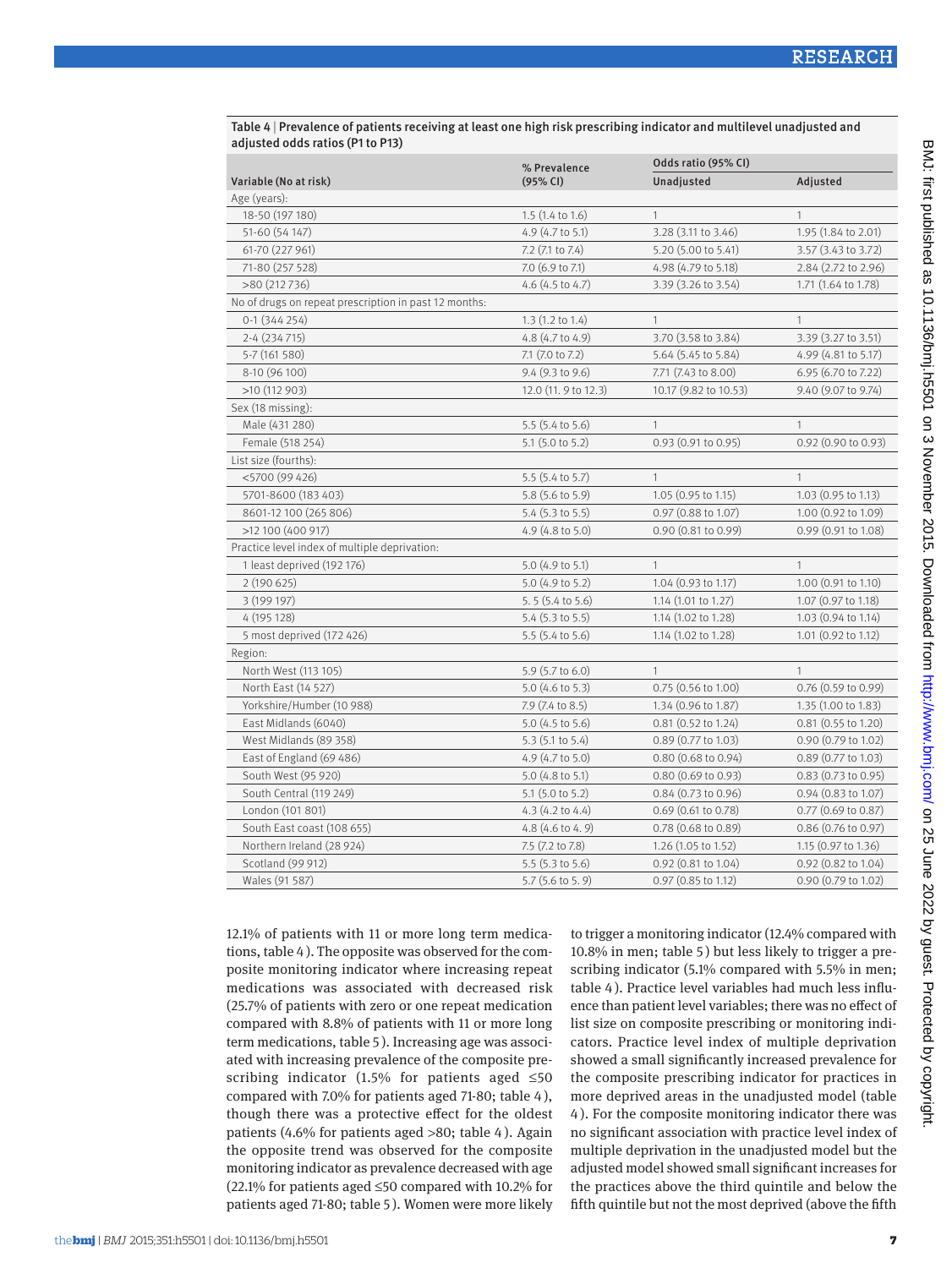**Table 4** | Prevalence of patients receiving at least one high risk prescribing indicator and multilevel unadjusted and adjusted odds ratios (P1 to P13)

| Variable (No at risk) | % Prevalence (95% CI) | Odds ratio (95% CI) | |
|---|---|---|---|
| | | Unadjusted | Adjusted |
| Age (years): | | | |
| 18-50 (197 180) | 1.5 (1.4 to 1.6) | 1 | 1 |
| 51-60 (54 147) | 4.9 (4.7 to 5.1) | 3.28 (3.11 to 3.46) | 1.95 (1.84 to 2.01) |
| 61-70 (227 961) | 7.2 (7.1 to 7.4) | 5.20 (5.00 to 5.41) | 3.57 (3.43 to 3.72) |
| 71-80 (257 528) | 7.0 (6.9 to 7.1) | 4.98 (4.79 to 5.18) | 2.84 (2.72 to 2.96) |
| >80 (212 736) | 4.6 (4.5 to 4.7) | 3.39 (3.26 to 3.54) | 1.71 (1.64 to 1.78) |
| No of drugs on repeat prescription in past 12 months: | | | |
| 0-1 (344 254) | 1.3 (1.2 to 1.4) | 1 | 1 |
| 2-4 (234 715) | 4.8 (4.7 to 4.9) | 3.70 (3.58 to 3.84) | 3.39 (3.27 to 3.51) |
| 5-7 (161 580) | 7.1 (7.0 to 7.2) | 5.64 (5.45 to 5.84) | 4.99 (4.81 to 5.17) |
| 8-10 (96 100) | 9.4 (9.3 to 9.6) | 7.71 (7.43 to 8.00) | 6.95 (6.70 to 7.22) |
| >10 (112 903) | 12.0 (11. 9 to 12.3) | 10.17 (9.82 to 10.53) | 9.40 (9.07 to 9.74) |
| Sex (18 missing): | | | |
| Male (431 280) | 5.5 (5.4 to 5.6) | 1 | 1 |
| Female (518 254) | 5.1 (5.0 to 5.2) | 0.93 (0.91 to 0.95) | 0.92 (0.90 to 0.93) |
| List size (fourths): | | | |
| <5700 (99 426) | 5.5 (5.4 to 5.7) | 1 | 1 |
| 5701-8600 (183 403) | 5.8 (5.6 to 5.9) | 1.05 (0.95 to 1.15) | 1.03 (0.95 to 1.13) |
| 8601-12 100 (265 806) | 5.4 (5.3 to 5.5) | 0.97 (0.88 to 1.07) | 1.00 (0.92 to 1.09) |
| >12 100 (400 917) | 4.9 (4.8 to 5.0) | 0.90 (0.81 to 0.99) | 0.99 (0.91 to 1.08) |
| Practice level index of multiple deprivation: | | | |
| 1 least deprived (192 176) | 5.0 (4.9 to 5.1) | 1 | 1 |
| 2 (190 625) | 5.0 (4.9 to 5.2) | 1.04 (0.93 to 1.17) | 1.00 (0.91 to 1.10) |
| 3 (199 197) | 5. 5 (5.4 to 5.6) | 1.14 (1.01 to 1.27) | 1.07 (0.97 to 1.18) |
| 4 (195 128) | 5.4 (5.3 to 5.5) | 1.14 (1.02 to 1.28) | 1.03 (0.94 to 1.14) |
| 5 most deprived (172 426) | 5.5 (5.4 to 5.6) | 1.14 (1.02 to 1.28) | 1.01 (0.92 to 1.12) |
| Region: | | | |
| North West (113 105) | 5.9 (5.7 to 6.0) | 1 | 1 |
| North East (14 527) | 5.0 (4.6 to 5.3) | 0.75 (0.56 to 1.00) | 0.76 (0.59 to 0.99) |
| Yorkshire/Humber (10 988) | 7.9 (7.4 to 8.5) | 1.34 (0.96 to 1.87) | 1.35 (1.00 to 1.83) |
| East Midlands (6040) | 5.0 (4.5 to 5.6) | 0.81 (0.52 to 1.24) | 0.81 (0.55 to 1.20) |
| West Midlands (89 358) | 5.3 (5.1 to 5.4) | 0.89 (0.77 to 1.03) | 0.90 (0.79 to 1.02) |
| East of England (69 486) | 4.9 (4.7 to 5.0) | 0.80 (0.68 to 0.94) | 0.89 (0.77 to 1.03) |
| South West (95 920) | 5.0 (4.8 to 5.1) | 0.80 (0.69 to 0.93) | 0.83 (0.73 to 0.95) |
| South Central (119 249) | 5.1 (5.0 to 5.2) | 0.84 (0.73 to 0.96) | 0.94 (0.83 to 1.07) |
| London (101 801) | 4.3 (4.2 to 4.4) | 0.69 (0.61 to 0.78) | 0.77 (0.69 to 0.87) |
| South East coast (108 655) | 4.8 (4.6 to 4. 9) | 0.78 (0.68 to 0.89) | 0.86 (0.76 to 0.97) |
| Northern Ireland (28 924) | 7.5 (7.2 to 7.8) | 1.26 (1.05 to 1.52) | 1.15 (0.97 to 1.36) |
| Scotland (99 912) | 5.5 (5.3 to 5.6) | 0.92 (0.81 to 1.04) | 0.92 (0.82 to 1.04) |
| Wales (91 587) | 5.7 (5.6 to 5. 9) | 0.97 (0.85 to 1.12) | 0.90 (0.79 to 1.02) |

12.1% of patients with 11 or more long term medications, table 4). The opposite was observed for the composite monitoring indicator where increasing repeat medications was associated with decreased risk (25.7% of patients with zero or one repeat medication compared with 8.8% of patients with 11 or more long term medications, table 5). Increasing age was associated with increasing prevalence of the composite prescribing indicator (1.5% for patients aged ≤50 compared with 7.0% for patients aged 71-80; table 4), though there was a protective effect for the oldest patients (4.6% for patients aged >80; table 4). Again the opposite trend was observed for the composite monitoring indicator as prevalence decreased with age (22.1% for patients aged ≤50 compared with 10.2% for patients aged 71-80; table 5). Women were more likely to trigger a monitoring indicator (12.4% compared with 10.8% in men; table 5) but less likely to trigger a prescribing indicator (5.1% compared with 5.5% in men; table 4). Practice level variables had much less influence than patient level variables; there was no effect of list size on composite prescribing or monitoring indicators. Practice level index of multiple deprivation showed a small significantly increased prevalence for the composite prescribing indicator for practices in more deprived areas in the unadjusted model (table 4). For the composite monitoring indicator there was no significant association with practice level index of multiple deprivation in the unadjusted model but the adjusted model showed small significant increases for the practices above the third quintile and below the fifth quintile but not the most deprived (above the fifth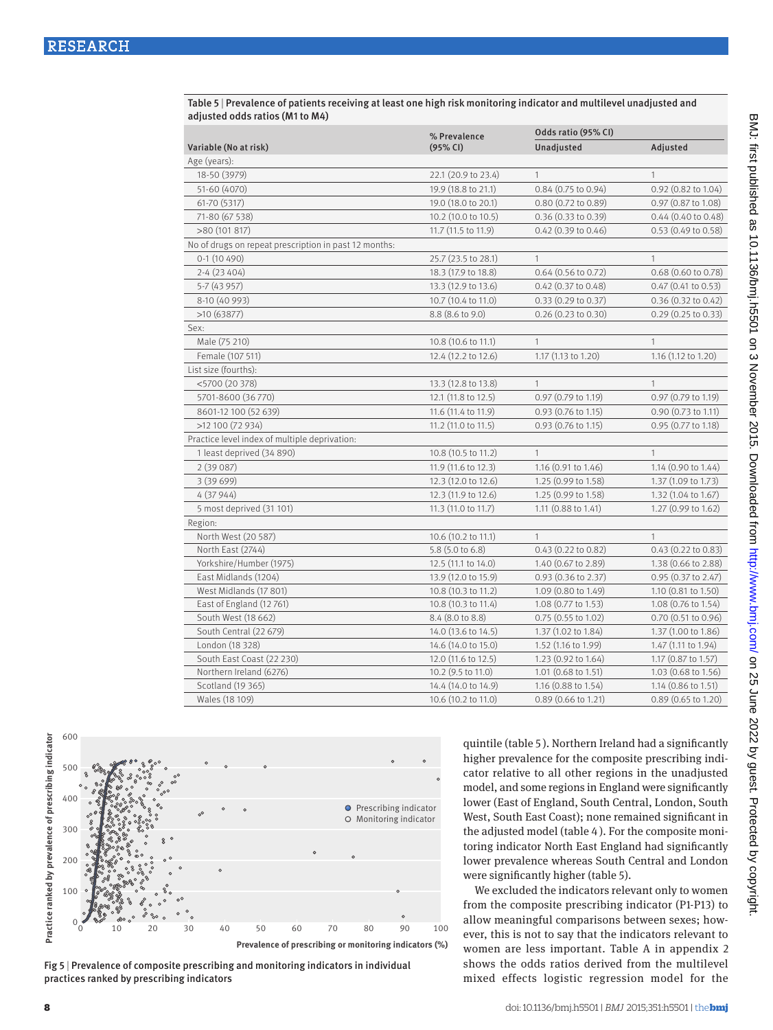**Table 5** | Prevalence of patients receiving at least one high risk monitoring indicator and multilevel unadjusted and adjusted odds ratios (M1 to M4)

| Variable (No at risk) | % Prevalence (95% CI) | Odds ratio (95% CI) | |
|---|---|---|---|
| | | Unadjusted | Adjusted |
| Age (years): | | | |
| 18-50 (3979) | 22.1 (20.9 to 23.4) | 1 | 1 |
| 51-60 (4070) | 19.9 (18.8 to 21.1) | 0.84 (0.75 to 0.94) | 0.92 (0.82 to 1.04) |
| 61-70 (5317) | 19.0 (18.0 to 20.1) | 0.80 (0.72 to 0.89) | 0.97 (0.87 to 1.08) |
| 71-80 (67 538) | 10.2 (10.0 to 10.5) | 0.36 (0.33 to 0.39) | 0.44 (0.40 to 0.48) |
| >80 (101 817) | 11.7 (11.5 to 11.9) | 0.42 (0.39 to 0.46) | 0.53 (0.49 to 0.58) |
| No of drugs on repeat prescription in past 12 months: | | | |
| 0-1 (10 490) | 25.7 (23.5 to 28.1) | 1 | 1 |
| 2-4 (23 404) | 18.3 (17.9 to 18.8) | 0.64 (0.56 to 0.72) | 0.68 (0.60 to 0.78) |
| 5-7 (43 957) | 13.3 (12.9 to 13.6) | 0.42 (0.37 to 0.48) | 0.47 (0.41 to 0.53) |
| 8-10 (40 993) | 10.7 (10.4 to 11.0) | 0.33 (0.29 to 0.37) | 0.36 (0.32 to 0.42) |
| >10 (63877) | 8.8 (8.6 to 9.0) | 0.26 (0.23 to 0.30) | 0.29 (0.25 to 0.33) |
| Sex: | | | |
| Male (75 210) | 10.8 (10.6 to 11.1) | 1 | 1 |
| Female (107 511) | 12.4 (12.2 to 12.6) | 1.17 (1.13 to 1.20) | 1.16 (1.12 to 1.20) |
| List size (fourths): | | | |
| <5700 (20 378) | 13.3 (12.8 to 13.8) | 1 | 1 |
| 5701-8600 (36 770) | 12.1 (11.8 to 12.5) | 0.97 (0.79 to 1.19) | 0.97 (0.79 to 1.19) |
| 8601-12 100 (52 639) | 11.6 (11.4 to 11.9) | 0.93 (0.76 to 1.15) | 0.90 (0.73 to 1.11) |
| >12 100 (72 934) | 11.2 (11.0 to 11.5) | 0.93 (0.76 to 1.15) | 0.95 (0.77 to 1.18) |
| Practice level index of multiple deprivation: | | | |
| 1 least deprived (34 890) | 10.8 (10.5 to 11.2) | 1 | 1 |
| 2 (39 087) | 11.9 (11.6 to 12.3) | 1.16 (0.91 to 1.46) | 1.14 (0.90 to 1.44) |
| 3 (39 699) | 12.3 (12.0 to 12.6) | 1.25 (0.99 to 1.58) | 1.37 (1.09 to 1.73) |
| 4 (37 944) | 12.3 (11.9 to 12.6) | 1.25 (0.99 to 1.58) | 1.32 (1.04 to 1.67) |
| 5 most deprived (31 101) | 11.3 (11.0 to 11.7) | 1.11 (0.88 to 1.41) | 1.27 (0.99 to 1.62) |
| Region: | | | |
| North West (20 587) | 10.6 (10.2 to 11.1) | 1 | 1 |
| North East (2744) | 5.8 (5.0 to 6.8) | 0.43 (0.22 to 0.82) | 0.43 (0.22 to 0.83) |
| Yorkshire/Humber (1975) | 12.5 (11.1 to 14.0) | 1.40 (0.67 to 2.89) | 1.38 (0.66 to 2.88) |
| East Midlands (1204) | 13.9 (12.0 to 15.9) | 0.93 (0.36 to 2.37) | 0.95 (0.37 to 2.47) |
| West Midlands (17 801) | 10.8 (10.3 to 11.2) | 1.09 (0.80 to 1.49) | 1.10 (0.81 to 1.50) |
| East of England (12 761) | 10.8 (10.3 to 11.4) | 1.08 (0.77 to 1.53) | 1.08 (0.76 to 1.54) |
| South West (18 662) | 8.4 (8.0 to 8.8) | 0.75 (0.55 to 1.02) | 0.70 (0.51 to 0.96) |
| South Central (22 679) | 14.0 (13.6 to 14.5) | 1.37 (1.02 to 1.84) | 1.37 (1.00 to 1.86) |
| London (18 328) | 14.6 (14.0 to 15.0) | 1.52 (1.16 to 1.99) | 1.47 (1.11 to 1.94) |
| South East Coast (22 230) | 12.0 (11.6 to 12.5) | 1.23 (0.92 to 1.64) | 1.17 (0.87 to 1.57) |
| Northern Ireland (6276) | 10.2 (9.5 to 11.0) | 1.01 (0.68 to 1.51) | 1.03 (0.68 to 1.56) |
| Scotland (19 365) | 14.4 (14.0 to 14.9) | 1.16 (0.88 to 1.54) | 1.14 (0.86 to 1.51) |
| Wales (18 109) | 10.6 (10.2 to 11.0) | 0.89 (0.66 to 1.21) | 0.89 (0.65 to 1.20) |

Fig 5 | Prevalence of composite prescribing and monitoring indicators in individual practices ranked by prescribing indicators

quintile (table 5). Northern Ireland had a significantly higher prevalence for the composite prescribing indicator relative to all other regions in the unadjusted model, and some regions in England were significantly lower (East of England, South Central, London, South West, South East Coast); none remained significant in the adjusted model (table 4). For the composite monitoring indicator North East England had significantly lower prevalence whereas South Central and London were significantly higher (table 5).

We excluded the indicators relevant only to women from the composite prescribing indicator (P1-P13) to allow meaningful comparisons between sexes; however, this is not to say that the indicators relevant to women are less important. Table A in appendix 2 shows the odds ratios derived from the multilevel mixed effects logistic regression model for the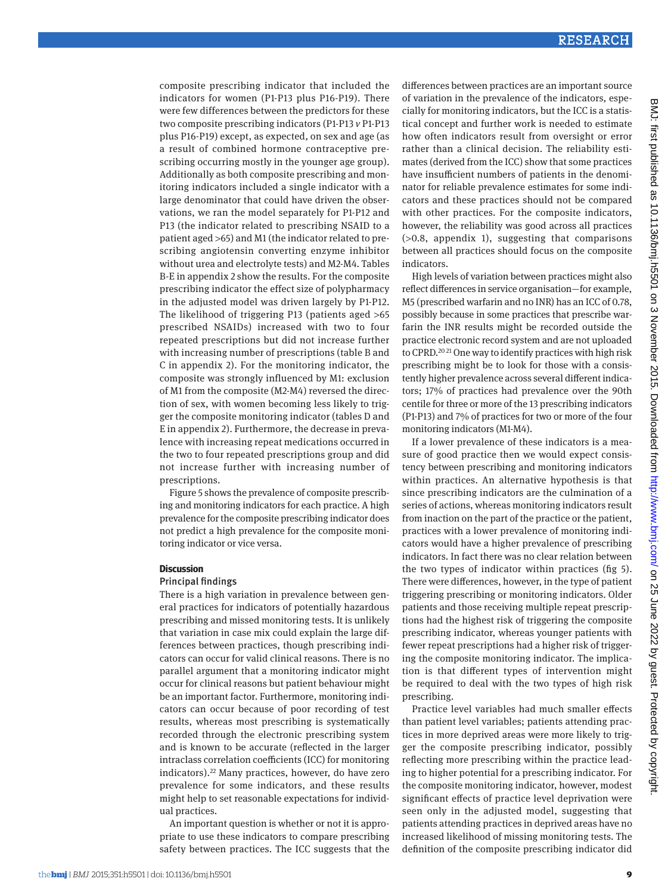composite prescribing indicator that included the indicators for women (P1-P13 plus P16-P19). There were few differences between the predictors for these two composite prescribing indicators (P1-P13 *v* P1-P13 plus P16-P19) except, as expected, on sex and age (as a result of combined hormone contraceptive prescribing occurring mostly in the younger age group). Additionally as both composite prescribing and monitoring indicators included a single indicator with a large denominator that could have driven the observations, we ran the model separately for P1-P12 and P13 (the indicator related to prescribing NSAID to a patient aged >65) and M1 (the indicator related to prescribing angiotensin converting enzyme inhibitor without urea and electrolyte tests) and M2-M4. Tables B-E in appendix 2 show the results. For the composite prescribing indicator the effect size of polypharmacy in the adjusted model was driven largely by P1-P12. The likelihood of triggering P13 (patients aged >65 prescribed NSAIDs) increased with two to four repeated prescriptions but did not increase further with increasing number of prescriptions (table B and C in appendix 2). For the monitoring indicator, the composite was strongly influenced by M1: exclusion of M1 from the composite (M2-M4) reversed the direction of sex, with women becoming less likely to trigger the composite monitoring indicator (tables D and E in appendix 2). Furthermore, the decrease in prevalence with increasing repeat medications occurred in the two to four repeated prescriptions group and did not increase further with increasing number of prescriptions.

Figure 5 shows the prevalence of composite prescribing and monitoring indicators for each practice. A high prevalence for the composite prescribing indicator does not predict a high prevalence for the composite monitoring indicator or vice versa.

## Discussion

### Principal findings

There is a high variation in prevalence between general practices for indicators of potentially hazardous prescribing and missed monitoring tests. It is unlikely that variation in case mix could explain the large differences between practices, though prescribing indicators can occur for valid clinical reasons. There is no parallel argument that a monitoring indicator might occur for clinical reasons but patient behaviour might be an important factor. Furthermore, monitoring indicators can occur because of poor recording of test results, whereas most prescribing is systematically recorded through the electronic prescribing system and is known to be accurate (reflected in the larger intraclass correlation coefficients (ICC) for monitoring indicators).[22] Many practices, however, do have zero prevalence for some indicators, and these results might help to set reasonable expectations for individual practices.

An important question is whether or not it is appropriate to use these indicators to compare prescribing safety between practices. The ICC suggests that the differences between practices are an important source of variation in the prevalence of the indicators, especially for monitoring indicators, but the ICC is a statistical concept and further work is needed to estimate how often indicators result from oversight or error rather than a clinical decision. The reliability estimates (derived from the ICC) show that some practices have insufficient numbers of patients in the denominator for reliable prevalence estimates for some indicators and these practices should not be compared with other practices. For the composite indicators, however, the reliability was good across all practices (>0.8, appendix 1), suggesting that comparisons between all practices should focus on the composite indicators.

High levels of variation between practices might also reflect differences in service organisation—for example, M5 (prescribed warfarin and no INR) has an ICC of 0.78, possibly because in some practices that prescribe warfarin the INR results might be recorded outside the practice electronic record system and are not uploaded to CPRD.[20,21] One way to identify practices with high risk prescribing might be to look for those with a consistently higher prevalence across several different indicators; 17% of practices had prevalence over the 90th centile for three or more of the 13 prescribing indicators (P1-P13) and 7% of practices for two or more of the four monitoring indicators (M1-M4).

If a lower prevalence of these indicators is a measure of good practice then we would expect consistency between prescribing and monitoring indicators within practices. An alternative hypothesis is that since prescribing indicators are the culmination of a series of actions, whereas monitoring indicators result from inaction on the part of the practice or the patient, practices with a lower prevalence of monitoring indicators would have a higher prevalence of prescribing indicators. In fact there was no clear relation between the two types of indicator within practices (fig 5). There were differences, however, in the type of patient triggering prescribing or monitoring indicators. Older patients and those receiving multiple repeat prescriptions had the highest risk of triggering the composite prescribing indicator, whereas younger patients with fewer repeat prescriptions had a higher risk of triggering the composite monitoring indicator. The implication is that different types of intervention might be required to deal with the two types of high risk prescribing.

Practice level variables had much smaller effects than patient level variables; patients attending practices in more deprived areas were more likely to trigger the composite prescribing indicator, possibly reflecting more prescribing within the practice leading to higher potential for a prescribing indicator. For the composite monitoring indicator, however, modest significant effects of practice level deprivation were seen only in the adjusted model, suggesting that patients attending practices in deprived areas have no increased likelihood of missing monitoring tests. The definition of the composite prescribing indicator did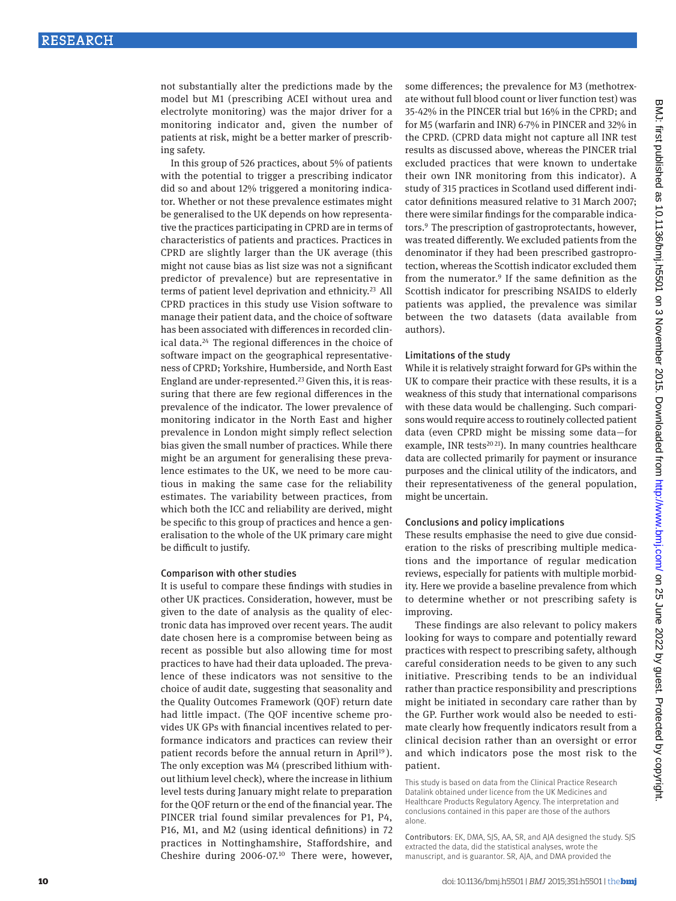not substantially alter the predictions made by the model but M1 (prescribing ACEI without urea and electrolyte monitoring) was the major driver for a monitoring indicator and, given the number of patients at risk, might be a better marker of prescribing safety.

In this group of 526 practices, about 5% of patients with the potential to trigger a prescribing indicator did so and about 12% triggered a monitoring indicator. Whether or not these prevalence estimates might be generalised to the UK depends on how representative the practices participating in CPRD are in terms of characteristics of patients and practices. Practices in CPRD are slightly larger than the UK average (this might not cause bias as list size was not a significant predictor of prevalence) but are representative in terms of patient level deprivation and ethnicity.[23] All CPRD practices in this study use Vision software to manage their patient data, and the choice of software has been associated with differences in recorded clinical data.[24] The regional differences in the choice of software impact on the geographical representativeness of CPRD; Yorkshire, Humberside, and North East England are under-represented.[23] Given this, it is reassuring that there are few regional differences in the prevalence of the indicator. The lower prevalence of monitoring indicator in the North East and higher prevalence in London might simply reflect selection bias given the small number of practices. While there might be an argument for generalising these prevalence estimates to the UK, we need to be more cautious in making the same case for the reliability estimates. The variability between practices, from which both the ICC and reliability are derived, might be specific to this group of practices and hence a generalisation to the whole of the UK primary care might be difficult to justify.

## Comparison with other studies

It is useful to compare these findings with studies in other UK practices. Consideration, however, must be given to the date of analysis as the quality of electronic data has improved over recent years. The audit date chosen here is a compromise between being as recent as possible but also allowing time for most practices to have had their data uploaded. The prevalence of these indicators was not sensitive to the choice of audit date, suggesting that seasonality and the Quality Outcomes Framework (QOF) return date had little impact. (The QOF incentive scheme provides UK GPs with financial incentives related to performance indicators and practices can review their patient records before the annual return in April[19]). The only exception was M4 (prescribed lithium without lithium level check), where the increase in lithium level tests during January might relate to preparation for the QOF return or the end of the financial year. The PINCER trial found similar prevalences for P1, P4, P16, M1, and M2 (using identical definitions) in 72 practices in Nottinghamshire, Staffordshire, and Cheshire during 2006-07.[10] There were, however, some differences; the prevalence for M3 (methotrexate without full blood count or liver function test) was 35-42% in the PINCER trial but 16% in the CPRD; and for M5 (warfarin and INR) 6-7% in PINCER and 32% in the CPRD. (CPRD data might not capture all INR test results as discussed above, whereas the PINCER trial excluded practices that were known to undertake their own INR monitoring from this indicator). A study of 315 practices in Scotland used different indicator definitions measured relative to 31 March 2007; there were similar findings for the comparable indicators.[9] The prescription of gastroprotectants, however, was treated differently. We excluded patients from the denominator if they had been prescribed gastroprotection, whereas the Scottish indicator excluded them from the numerator.[9] If the same definition as the Scottish indicator for prescribing NSAIDS to elderly patients was applied, the prevalence was similar between the two datasets (data available from authors).

## Limitations of the study

While it is relatively straight forward for GPs within the UK to compare their practice with these results, it is a weakness of this study that international comparisons with these data would be challenging. Such comparisons would require access to routinely collected patient data (even CPRD might be missing some data—for example, INR tests[20 21]). In many countries healthcare data are collected primarily for payment or insurance purposes and the clinical utility of the indicators, and their representativeness of the general population, might be uncertain.

## Conclusions and policy implications

These results emphasise the need to give due consideration to the risks of prescribing multiple medications and the importance of regular medication reviews, especially for patients with multiple morbidity. Here we provide a baseline prevalence from which to determine whether or not prescribing safety is improving.

These findings are also relevant to policy makers looking for ways to compare and potentially reward practices with respect to prescribing safety, although careful consideration needs to be given to any such initiative. Prescribing tends to be an individual rather than practice responsibility and prescriptions might be initiated in secondary care rather than by the GP. Further work would also be needed to estimate clearly how frequently indicators result from a clinical decision rather than an oversight or error and which indicators pose the most risk to the patient.

This study is based on data from the Clinical Practice Research Datalink obtained under licence from the UK Medicines and Healthcare Products Regulatory Agency. The interpretation and conclusions contained in this paper are those of the authors alone.

Contributors: EK, DMA, SJS, AA, SR, and AJA designed the study. SJS extracted the data, did the statistical analyses, wrote the manuscript, and is guarantor. SR, AJA, and DMA provided the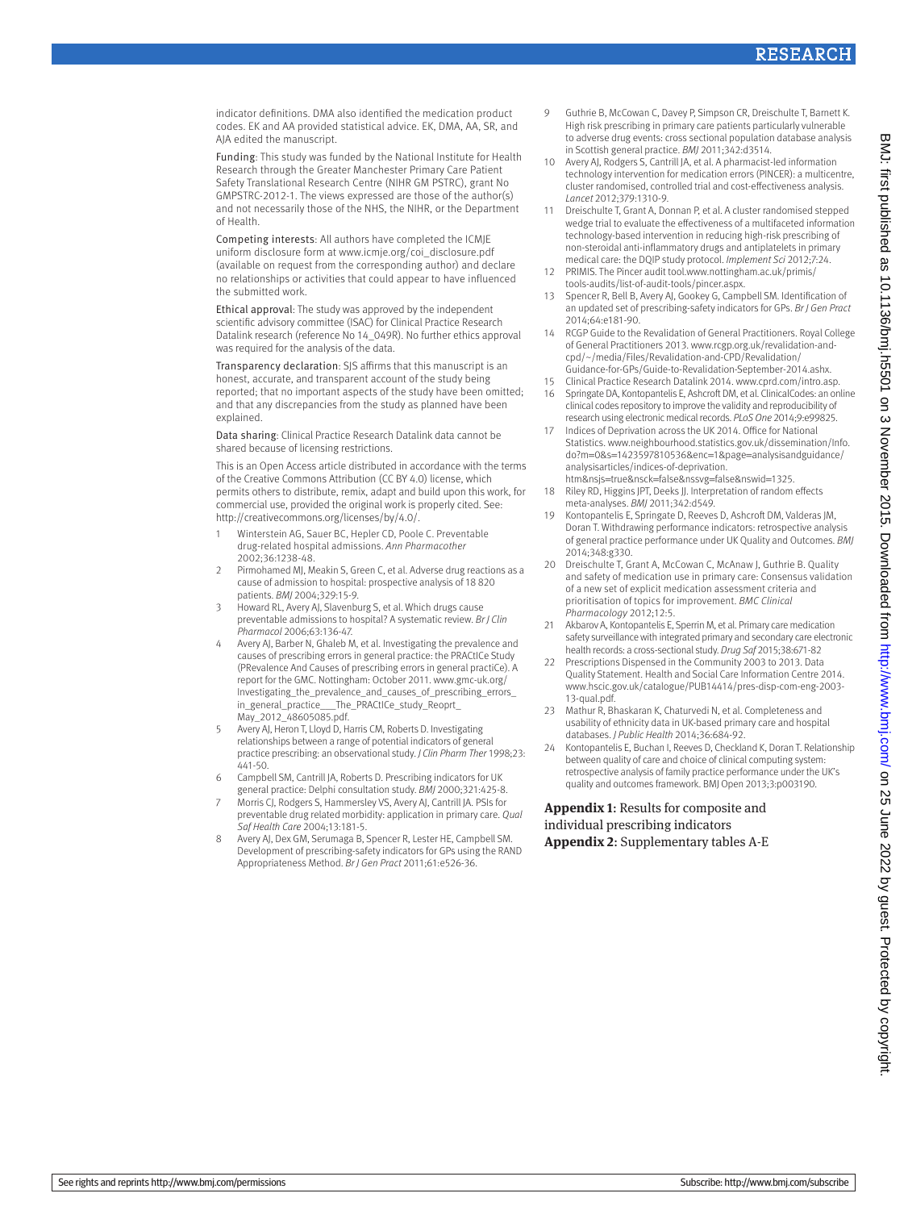indicator definitions. DMA also identified the medication product codes. EK and AA provided statistical advice. EK, DMA, AA, SR, and AJA edited the manuscript.

Funding: This study was funded by the National Institute for Health Research through the Greater Manchester Primary Care Patient Safety Translational Research Centre (NIHR GM PSTRC), grant No GMPSTRC-2012-1. The views expressed are those of the author(s) and not necessarily those of the NHS, the NIHR, or the Department of Health.

Competing interests: All authors have completed the ICMJE uniform disclosure form at www.icmje.org/coi_disclosure.pdf (available on request from the corresponding author) and declare no relationships or activities that could appear to have influenced the submitted work.

Ethical approval: The study was approved by the independent scientific advisory committee (ISAC) for Clinical Practice Research Datalink research (reference No 14_049R). No further ethics approval was required for the analysis of the data.

Transparency declaration: SJS affirms that this manuscript is an honest, accurate, and transparent account of the study being reported; that no important aspects of the study have been omitted; and that any discrepancies from the study as planned have been explained.

Data sharing: Clinical Practice Research Datalink data cannot be shared because of licensing restrictions.

This is an Open Access article distributed in accordance with the terms of the Creative Commons Attribution (CC BY 4.0) license, which permits others to distribute, remix, adapt and build upon this work, for commercial use, provided the original work is properly cited. See: http://creativecommons.org/licenses/by/4.0/.

1. Winterstein AG, Sauer BC, Hepler CD, Poole C. Preventable drug-related hospital admissions. *Ann Pharmacother* 2002;36:1238-48.
2. Pirmohamed MJ, Meakin S, Green C, et al. Adverse drug reactions as a cause of admission to hospital: prospective analysis of 18 820 patients. *BMJ* 2004;329:15-9.
3. Howard RL, Avery AJ, Slavenburg S, et al. Which drugs cause preventable admissions to hospital? A systematic review. *Br J Clin Pharmacol* 2006;63:136-47.
4. Avery AJ, Barber N, Ghaleb M, et al. Investigating the prevalence and causes of prescribing errors in general practice: the PRACtICe Study (PRevalence And Causes of prescribing errors in general practiCe). A report for the GMC. Nottingham: October 2011. www.gmc-uk.org/Investigating_the_prevalence_and_causes_of_prescribing_errors_in_general_practice___The_PRACtICe_study_Reoprt_May_2012_48605085.pdf.
5. Avery AJ, Heron T, Lloyd D, Harris CM, Roberts D. Investigating relationships between a range of potential indicators of general practice prescribing: an observational study. *J Clin Pharm Ther* 1998;23:441-50.
6. Campbell SM, Cantrill JA, Roberts D. Prescribing indicators for UK general practice: Delphi consultation study. *BMJ* 2000;321:425-8.
7. Morris CJ, Rodgers S, Hammersley VS, Avery AJ, Cantrill JA. PSIs for preventable drug related morbidity: application in primary care. *Qual Saf Health Care* 2004;13:181-5.
8. Avery AJ, Dex GM, Serumaga B, Spencer R, Lester HE, Campbell SM. Development of prescribing-safety indicators for GPs using the RAND Appropriateness Method. *Br J Gen Pract* 2011;61:e526-36.
9. Guthrie B, McCowan C, Davey P, Simpson CR, Dreischulte T, Barnett K. High risk prescribing in primary care patients particularly vulnerable to adverse drug events: cross sectional population database analysis in Scottish general practice. *BMJ* 2011;342:d3514.
10. Avery AJ, Rodgers S, Cantrill JA, et al. A pharmacist-led information technology intervention for medication errors (PINCER): a multicentre, cluster randomised, controlled trial and cost-effectiveness analysis. *Lancet* 2012;379:1310-9.
11. Dreischulte T, Grant A, Donnan P, et al. A cluster randomised stepped wedge trial to evaluate the effectiveness of a multifaceted information technology-based intervention in reducing high-risk prescribing of non-steroidal anti-inflammatory drugs and antiplatelets in primary medical care: the DQIP study protocol. *Implement Sci* 2012;7:24.
12. PRIMIS. The Pincer audit tool.www.nottingham.ac.uk/primis/tools-audits/list-of-audit-tools/pincer.aspx.
13. Spencer R, Bell B, Avery AJ, Gookey G, Campbell SM. Identification of an updated set of prescribing-safety indicators for GPs. *Br J Gen Pract* 2014;64:e181-90.
14. RCGP Guide to the Revalidation of General Practitioners. Royal College of General Practitioners 2013. www.rcgp.org.uk/revalidation-and-cpd/~/media/Files/Revalidation-and-CPD/Revalidation/Guidance-for-GPs/Guide-to-Revalidation-September-2014.ashx.
15. Clinical Practice Research Datalink 2014. www.cprd.com/intro.asp.
16. Springate DA, Kontopantelis E, Ashcroft DM, et al. ClinicalCodes: an online clinical codes repository to improve the validity and reproducibility of research using electronic medical records. *PLoS One* 2014;9:e99825.
17. Indices of Deprivation across the UK 2014. Office for National Statistics. www.neighbourhood.statistics.gov.uk/dissemination/Info.do?m=0&s=1423597810536&enc=1&page=analysisandguidance/analysisarticles/indices-of-deprivation.htm&nsjs=true&nsck=false&nssvg=false&nswid=1325.
18. Riley RD, Higgins JPT, Deeks JJ. Interpretation of random effects meta-analyses. *BMJ* 2011;342:d549.
19. Kontopantelis E, Springate D, Reeves D, Ashcroft DM, Valderas JM, Doran T. Withdrawing performance indicators: retrospective analysis of general practice performance under UK Quality and Outcomes. *BMJ* 2014;348:g330.
20. Dreischulte T, Grant A, McCowan C, McAnaw J, Guthrie B. Quality and safety of medication use in primary care: Consensus validation of a new set of explicit medication assessment criteria and prioritisation of topics for improvement. *BMC Clinical Pharmacology* 2012;12:5.
21. Akbarov A, Kontopantelis E, Sperrin M, et al. Primary care medication safety surveillance with integrated primary and secondary care electronic health records: a cross-sectional study. *Drug Saf* 2015;38:671-82
22. Prescriptions Dispensed in the Community 2003 to 2013. Data Quality Statement. Health and Social Care Information Centre 2014. www.hscic.gov.uk/catalogue/PUB14414/pres-disp-com-eng-2003-13-qual.pdf.
23. Mathur R, Bhaskaran K, Chaturvedi N, et al. Completeness and usability of ethnicity data in UK-based primary care and hospital databases. *J Public Health* 2014;36:684-92.
24. Kontopantelis E, Buchan I, Reeves D, Checkland K, Doran T. Relationship between quality of care and choice of clinical computing system: retrospective analysis of family practice performance under the UK's quality and outcomes framework. BMJ Open 2013;3:p003190.

**Appendix 1:** Results for composite and individual prescribing indicators
**Appendix 2:** Supplementary tables A-E